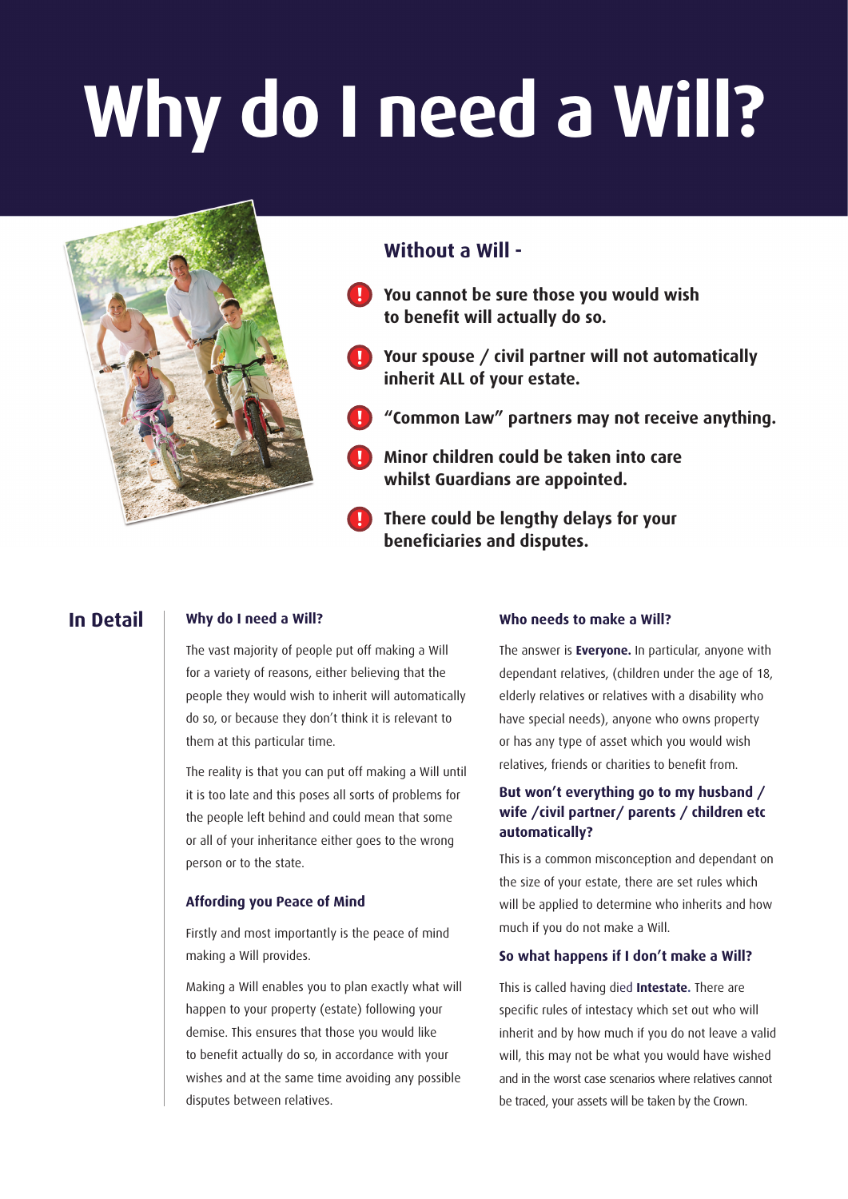# Why do I need a Will?

## Without a Will -

- You cannot be sure those you would wish to benefit will actually do so.
- Your spouse / civil partner will not automatically inherit ALL of your estate.
- "Common Law" partners may not receive anything.
- Minor children could be taken into care whilst Guardians are appointed.
- There could be lengthy delays for your beneficiaries and disputes.

## In Detail

### Why do I need a Will?

The vast majority of people put off making a Will for a variety of reasons, either believing that the people they would wish to inherit will automatically do so, or because they don't think it is relevant to them at this particular time.

The reality is that you can put off making a Will until it is too late and this poses all sorts of problems for the people left behind and could mean that some or all of your inheritance either goes to the wrong person or to the state.

### Affording you Peace of Mind

Firstly and most importantly is the peace of mind making a Will provides.

Making a Will enables you to plan exactly what will happen to your property (estate) following your demise. This ensures that those you would like to benefit actually do so, in accordance with your wishes and at the same time avoiding any possible disputes between relatives.

### Who needs to make a Will?

The answer is **Everyone.** In particular, anyone with dependant relatives, (children under the age of 18, elderly relatives or relatives with a disability who have special needs), anyone who owns property or has any type of asset which you would wish relatives, friends or charities to benefit from.

### But won't everything go to my husband / wife /civil partner/ parents / children etc automatically?

This is a common misconception and dependant on the size of your estate, there are set rules which will be applied to determine who inherits and how much if you do not make a Will.

### So what happens if I don't make a Will?

This is called having died **Intestate.** There are specific rules of intestacy which set out who will inherit and by how much if you do not leave a valid will, this may not be what you would have wished and in the worst case scenarios where relatives cannot be traced, your assets will be taken by the Crown.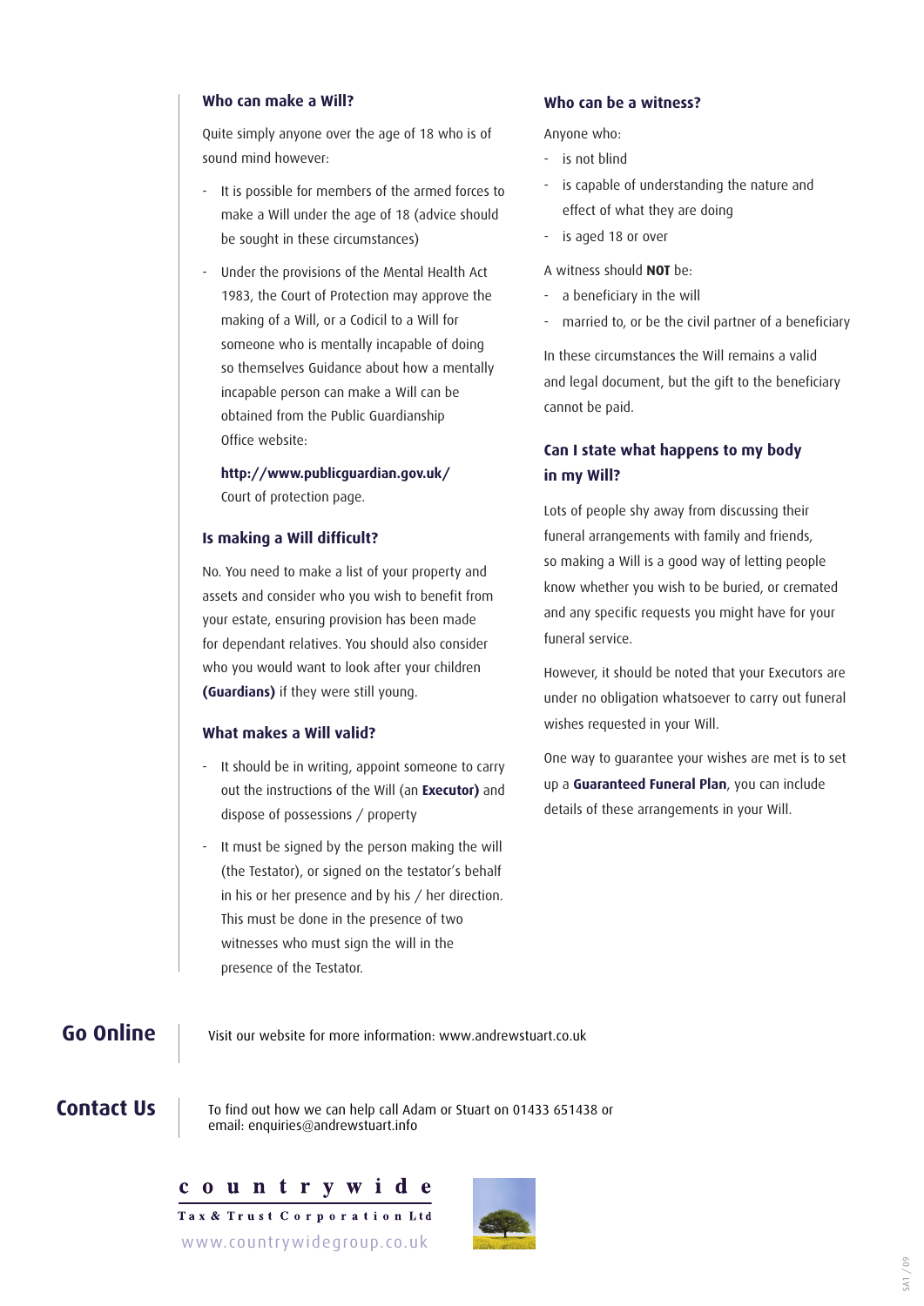## Who can make a Will?

Quite simply anyone over the age of 18 who is of sound mind however:

- It is possible for members of the armed forces to make a Will under the age of 18 (advice should be sought in these circumstances)
- Under the provisions of the Mental Health Act 1983, the Court of Protection may approve the making of a Will, or a Codicil to a Will for someone who is mentally incapable of doing so themselves Guidance about how a mentally incapable person can make a Will can be obtained from the Public Guardianship Office website:

  **http://www.publicguardian.gov.uk/** Court of protection page.

## Is making a Will difficult?

No. You need to make a list of your property and assets and consider who you wish to benefit from your estate, ensuring provision has been made for dependant relatives. You should also consider who you would want to look after your children **(Guardians)** if they were still young.

## What makes a Will valid?

- It should be in writing, appoint someone to carry out the instructions of the Will (an **Executor)** and dispose of possessions / property
- It must be signed by the person making the will (the Testator), or signed on the testator's behalf in his or her presence and by his / her direction. This must be done in the presence of two witnesses who must sign the will in the presence of the Testator.

## Who can be a witness?

Anyone who:

- is not blind
- is capable of understanding the nature and effect of what they are doing
- is aged 18 or over

A witness should **NOT** be:

- a beneficiary in the will
- married to, or be the civil partner of a beneficiary

In these circumstances the Will remains a valid and legal document, but the gift to the beneficiary cannot be paid.

## Can I state what happens to my body in my Will?

Lots of people shy away from discussing their funeral arrangements with family and friends, so making a Will is a good way of letting people know whether you wish to be buried, or cremated and any specific requests you might have for your funeral service.

However, it should be noted that your Executors are under no obligation whatsoever to carry out funeral wishes requested in your Will.

One way to guarantee your wishes are met is to set up a **Guaranteed Funeral Plan**, you can include details of these arrangements in your Will.

## Go Online

Visit our website for more information: www.andrewstuart.co.uk

## Contact Us

To find out how we can help call Adam or Stuart on 01433 651438 or email: enquiries@andrewstuart.info

countrywide
Tax & Trust Corporation Ltd
www.countrywidegroup.co.uk

SA1/09